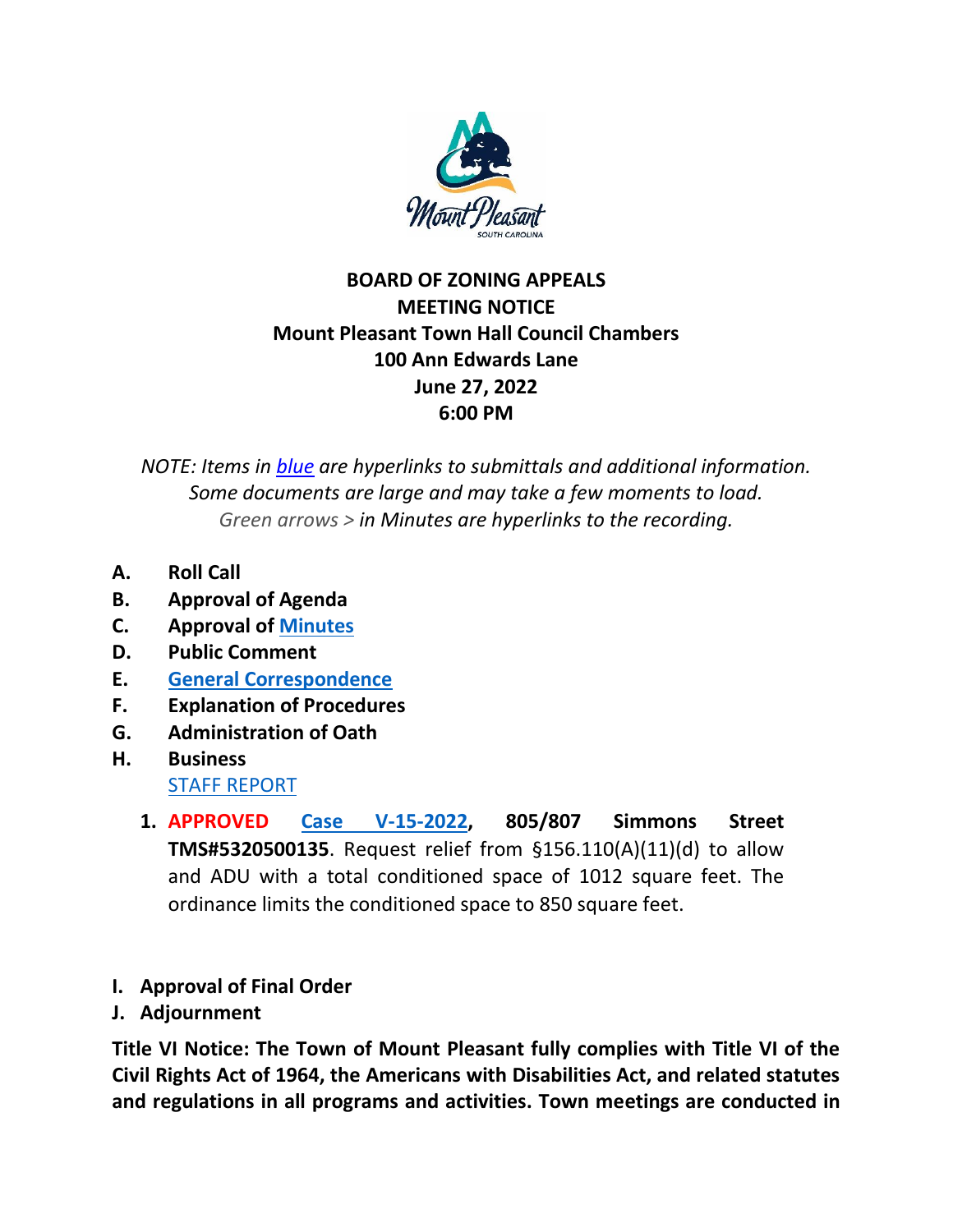# BOARD OF ZONING APPEALS
## MEETING NOTICE
## Mount Pleasant Town Hall Council Chambers
## 100 Ann Edwards Lane
## June 27, 2022
## 6:00 PM

*NOTE: Items in blue are hyperlinks to submittals and additional information. Some documents are large and may take a few moments to load. Green arrows > in Minutes are hyperlinks to the recording.*

**A. Roll Call**

**B. Approval of Agenda**

**C. Approval of Minutes**

**D. Public Comment**

**E. General Correspondence**

**F. Explanation of Procedures**

**G. Administration of Oath**

**H. Business**

STAFF REPORT

1. **APPROVED Case V-15-2022, 805/807 Simmons Street TMS#5320500135**. Request relief from §156.110(A)(11)(d) to allow and ADU with a total conditioned space of 1012 square feet. The ordinance limits the conditioned space to 850 square feet.

**I. Approval of Final Order**

**J. Adjournment**

**Title VI Notice: The Town of Mount Pleasant fully complies with Title VI of the Civil Rights Act of 1964, the Americans with Disabilities Act, and related statutes and regulations in all programs and activities. Town meetings are conducted in**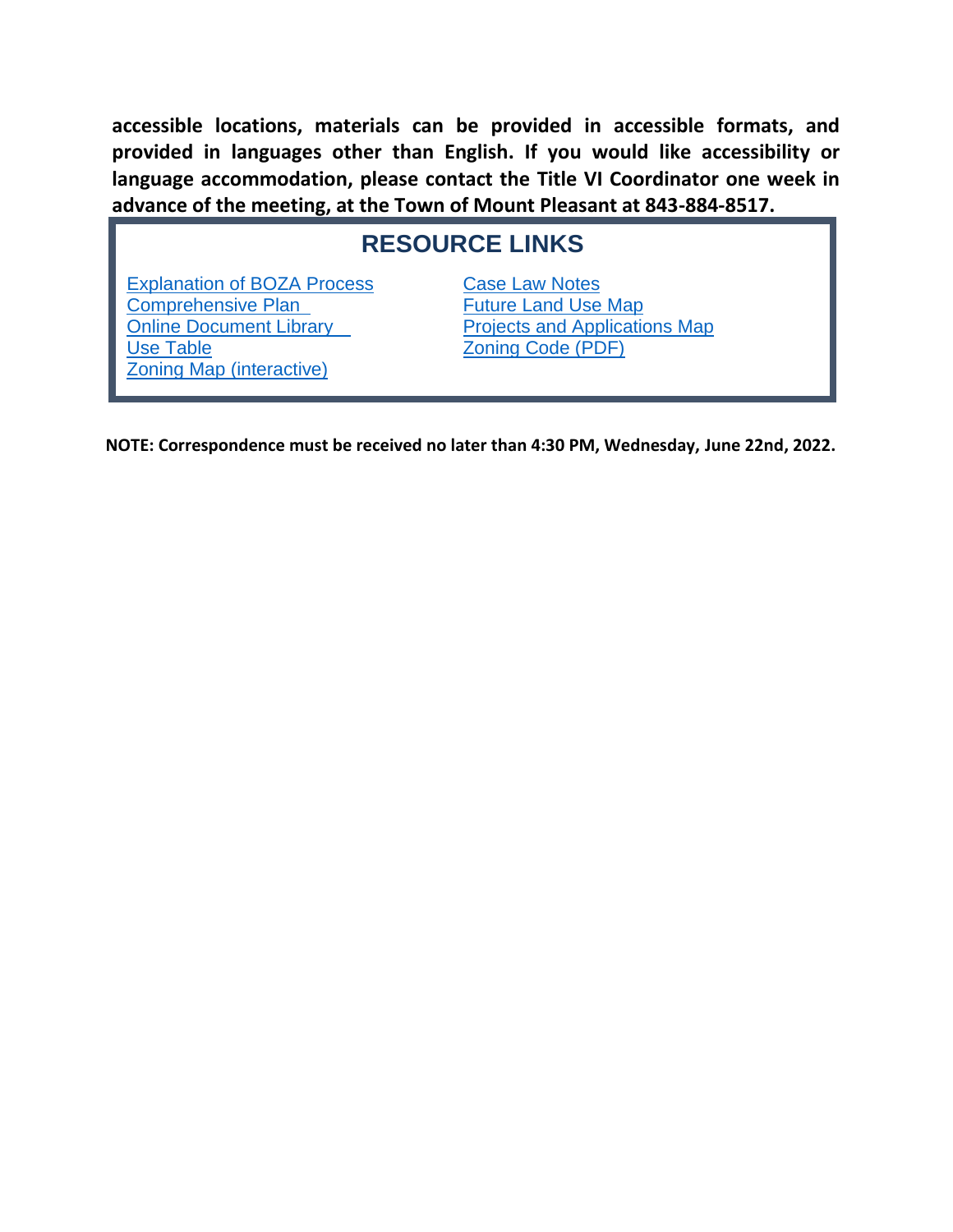**accessible locations, materials can be provided in accessible formats, and provided in languages other than English. If you would like accessibility or language accommodation, please contact the Title VI Coordinator one week in advance of the meeting, at the Town of Mount Pleasant at 843-884-8517.**

## RESOURCE LINKS

Explanation of BOZA Process
Comprehensive Plan
Online Document Library
Use Table
Zoning Map (interactive)
Case Law Notes
Future Land Use Map
Projects and Applications Map
Zoning Code (PDF)

**NOTE: Correspondence must be received no later than 4:30 PM, Wednesday, June 22nd, 2022.**